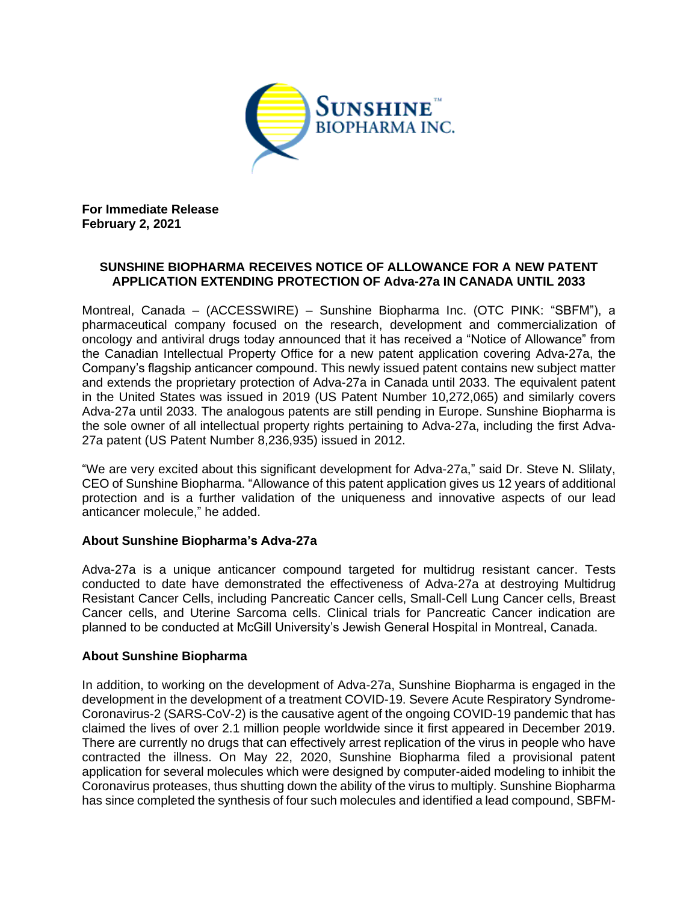**For Immediate Release**
**February 2, 2021**

# SUNSHINE BIOPHARMA RECEIVES NOTICE OF ALLOWANCE FOR A NEW PATENT APPLICATION EXTENDING PROTECTION OF Adva-27a IN CANADA UNTIL 2033

Montreal, Canada – (ACCESSWIRE) – Sunshine Biopharma Inc. (OTC PINK: "SBFM"), a pharmaceutical company focused on the research, development and commercialization of oncology and antiviral drugs today announced that it has received a "Notice of Allowance" from the Canadian Intellectual Property Office for a new patent application covering Adva-27a, the Company's flagship anticancer compound. This newly issued patent contains new subject matter and extends the proprietary protection of Adva-27a in Canada until 2033. The equivalent patent in the United States was issued in 2019 (US Patent Number 10,272,065) and similarly covers Adva-27a until 2033. The analogous patents are still pending in Europe. Sunshine Biopharma is the sole owner of all intellectual property rights pertaining to Adva-27a, including the first Adva-27a patent (US Patent Number 8,236,935) issued in 2012.

"We are very excited about this significant development for Adva-27a," said Dr. Steve N. Slilaty, CEO of Sunshine Biopharma. "Allowance of this patent application gives us 12 years of additional protection and is a further validation of the uniqueness and innovative aspects of our lead anticancer molecule," he added.

## About Sunshine Biopharma's Adva-27a

Adva-27a is a unique anticancer compound targeted for multidrug resistant cancer. Tests conducted to date have demonstrated the effectiveness of Adva-27a at destroying Multidrug Resistant Cancer Cells, including Pancreatic Cancer cells, Small-Cell Lung Cancer cells, Breast Cancer cells, and Uterine Sarcoma cells. Clinical trials for Pancreatic Cancer indication are planned to be conducted at McGill University's Jewish General Hospital in Montreal, Canada.

## About Sunshine Biopharma

In addition, to working on the development of Adva-27a, Sunshine Biopharma is engaged in the development in the development of a treatment COVID-19. Severe Acute Respiratory Syndrome-Coronavirus-2 (SARS-CoV-2) is the causative agent of the ongoing COVID-19 pandemic that has claimed the lives of over 2.1 million people worldwide since it first appeared in December 2019. There are currently no drugs that can effectively arrest replication of the virus in people who have contracted the illness. On May 22, 2020, Sunshine Biopharma filed a provisional patent application for several molecules which were designed by computer-aided modeling to inhibit the Coronavirus proteases, thus shutting down the ability of the virus to multiply. Sunshine Biopharma has since completed the synthesis of four such molecules and identified a lead compound, SBFM-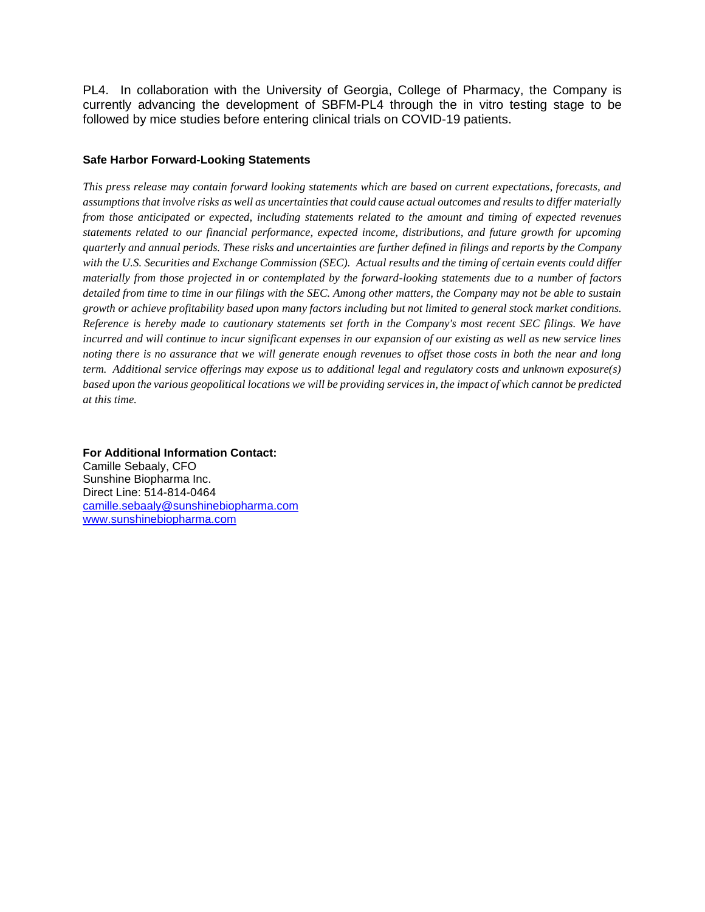PL4. In collaboration with the University of Georgia, College of Pharmacy, the Company is currently advancing the development of SBFM-PL4 through the in vitro testing stage to be followed by mice studies before entering clinical trials on COVID-19 patients.

**Safe Harbor Forward-Looking Statements**

*This press release may contain forward looking statements which are based on current expectations, forecasts, and assumptions that involve risks as well as uncertainties that could cause actual outcomes and results to differ materially from those anticipated or expected, including statements related to the amount and timing of expected revenues statements related to our financial performance, expected income, distributions, and future growth for upcoming quarterly and annual periods. These risks and uncertainties are further defined in filings and reports by the Company with the U.S. Securities and Exchange Commission (SEC). Actual results and the timing of certain events could differ materially from those projected in or contemplated by the forward-looking statements due to a number of factors detailed from time to time in our filings with the SEC. Among other matters, the Company may not be able to sustain growth or achieve profitability based upon many factors including but not limited to general stock market conditions. Reference is hereby made to cautionary statements set forth in the Company's most recent SEC filings. We have incurred and will continue to incur significant expenses in our expansion of our existing as well as new service lines noting there is no assurance that we will generate enough revenues to offset those costs in both the near and long term. Additional service offerings may expose us to additional legal and regulatory costs and unknown exposure(s) based upon the various geopolitical locations we will be providing services in, the impact of which cannot be predicted at this time.*

**For Additional Information Contact:**
Camille Sebaaly, CFO
Sunshine Biopharma Inc.
Direct Line: 514-814-0464
camille.sebaaly@sunshinebiopharma.com
www.sunshinebiopharma.com